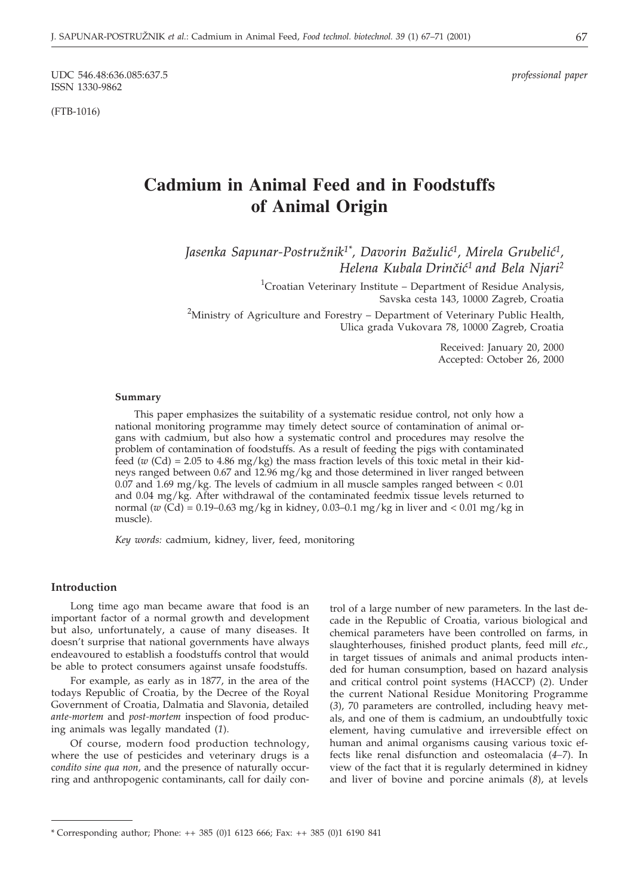UDC 546.48:636.085:637.5
ISSN 1330-9862

*professional paper*

(FTB-1016)

# Cadmium in Animal Feed and in Foodstuffs of Animal Origin

*Jasenka Sapunar-Postružnik[1*], Davorin Bažulić[1], Mirela Grubelić[1], Helena Kubala Drinčić[1] and Bela Njari[2]*

[1]Croatian Veterinary Institute – Department of Residue Analysis, Savska cesta 143, 10000 Zagreb, Croatia

[2]Ministry of Agriculture and Forestry – Department of Veterinary Public Health, Ulica grada Vukovara 78, 10000 Zagreb, Croatia

Received: January 20, 2000
Accepted: October 26, 2000

#### Summary

This paper emphasizes the suitability of a systematic residue control, not only how a national monitoring programme may timely detect source of contamination of animal organs with cadmium, but also how a systematic control and procedures may resolve the problem of contamination of foodstuffs. As a result of feeding the pigs with contaminated feed ($w$ (Cd) = 2.05 to 4.86 mg/kg) the mass fraction levels of this toxic metal in their kidneys ranged between 0.67 and 12.96 mg/kg and those determined in liver ranged between 0.07 and 1.69 mg/kg. The levels of cadmium in all muscle samples ranged between < 0.01 and 0.04 mg/kg. After withdrawal of the contaminated feedmix tissue levels returned to normal ($w$ (Cd) = 0.19–0.63 mg/kg in kidney, 0.03–0.1 mg/kg in liver and < 0.01 mg/kg in muscle).

*Key words:* cadmium, kidney, liver, feed, monitoring

## Introduction

Long time ago man became aware that food is an important factor of a normal growth and development but also, unfortunately, a cause of many diseases. It doesn't surprise that national governments have always endeavoured to establish a foodstuffs control that would be able to protect consumers against unsafe foodstuffs.

For example, as early as in 1877, in the area of the todays Republic of Croatia, by the Decree of the Royal Government of Croatia, Dalmatia and Slavonia, detailed *ante-mortem* and *post-mortem* inspection of food producing animals was legally mandated (*1*).

Of course, modern food production technology, where the use of pesticides and veterinary drugs is a *condito sine qua non*, and the presence of naturally occurring and anthropogenic contaminants, call for daily control of a large number of new parameters. In the last decade in the Republic of Croatia, various biological and chemical parameters have been controlled on farms, in slaughterhouses, finished product plants, feed mill *etc*., in target tissues of animals and animal products intended for human consumption, based on hazard analysis and critical control point systems (HACCP) (*2*). Under the current National Residue Monitoring Programme (*3*), 70 parameters are controlled, including heavy metals, and one of them is cadmium, an undoubtfully toxic element, having cumulative and irreversible effect on human and animal organisms causing various toxic effects like renal disfunction and osteomalacia (*4–7*). In view of the fact that it is regularly determined in kidney and liver of bovine and porcine animals (*8*), at levels

* Corresponding author; Phone: ++ 385 (0)1 6123 666; Fax: ++ 385 (0)1 6190 841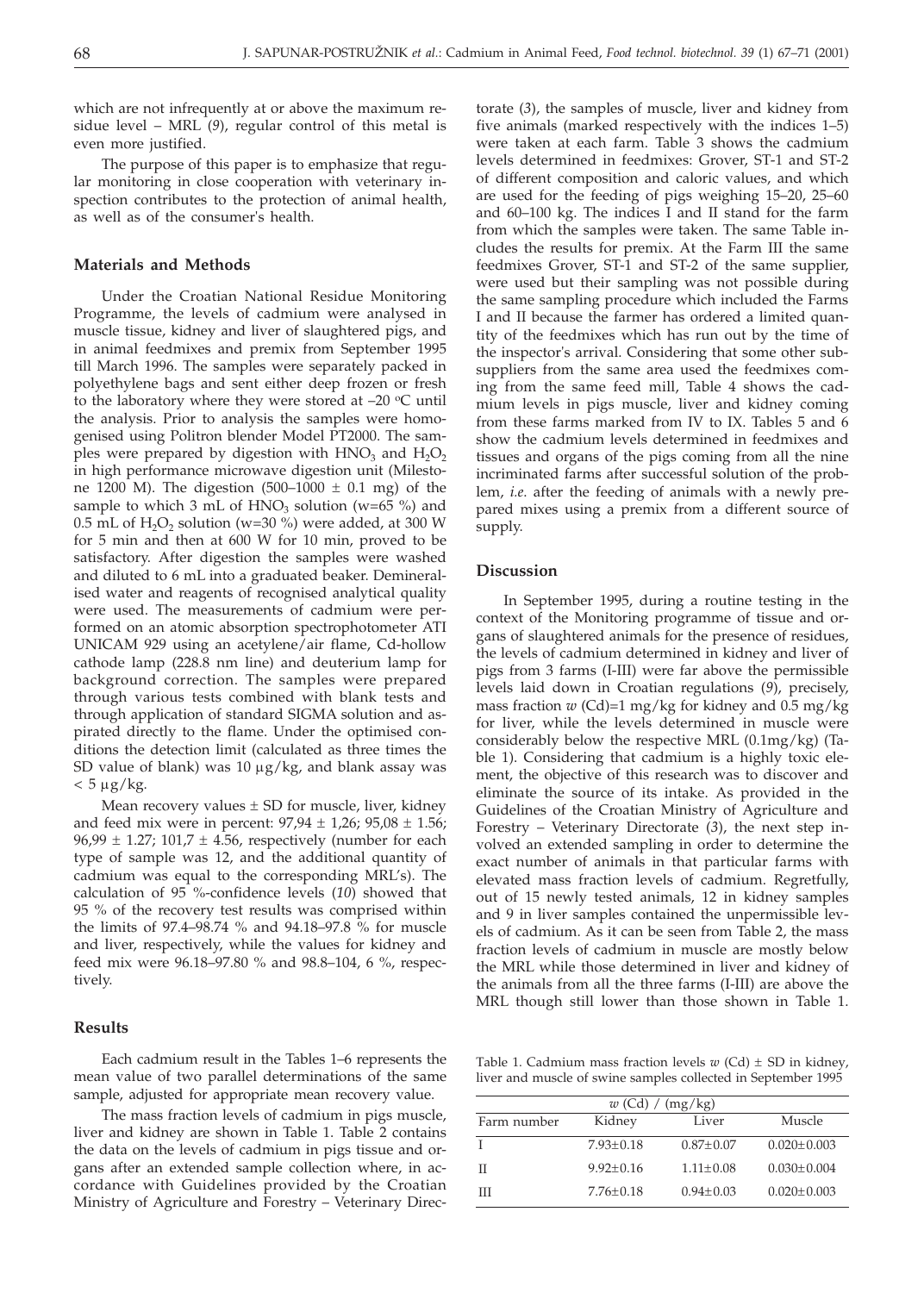which are not infrequently at or above the maximum residue level – MRL (*9*), regular control of this metal is even more justified.

The purpose of this paper is to emphasize that regular monitoring in close cooperation with veterinary inspection contributes to the protection of animal health, as well as of the consumer's health.

## Materials and Methods

Under the Croatian National Residue Monitoring Programme, the levels of cadmium were analysed in muscle tissue, kidney and liver of slaughtered pigs, and in animal feedmixes and premix from September 1995 till March 1996. The samples were separately packed in polyethylene bags and sent either deep frozen or fresh to the laboratory where they were stored at –20 °C until the analysis. Prior to analysis the samples were homogenised using Politron blender Model PT2000. The samples were prepared by digestion with $HNO_3$ and $H_2O_2$ in high performance microwave digestion unit (Milestone 1200 M). The digestion (500–1000 ± 0.1 mg) of the sample to which 3 mL of $HNO_3$ solution (w=65 %) and 0.5 mL of $H_2O_2$ solution (w=30 %) were added, at 300 W for 5 min and then at 600 W for 10 min, proved to be satisfactory. After digestion the samples were washed and diluted to 6 mL into a graduated beaker. Demineralised water and reagents of recognised analytical quality were used. The measurements of cadmium were performed on an atomic absorption spectrophotometer ATI UNICAM 929 using an acetylene/air flame, Cd-hollow cathode lamp (228.8 nm line) and deuterium lamp for background correction. The samples were prepared through various tests combined with blank tests and through application of standard SIGMA solution and aspirated directly to the flame. Under the optimised conditions the detection limit (calculated as three times the SD value of blank) was 10 μg/kg, and blank assay was < 5 μg/kg.

Mean recovery values ± SD for muscle, liver, kidney and feed mix were in percent: 97,94 ± 1,26; 95,08 ± 1.56; 96,99 ± 1.27; 101,7 ± 4.56, respectively (number for each type of sample was 12, and the additional quantity of cadmium was equal to the corresponding MRL's). The calculation of 95 %-confidence levels (*10*) showed that 95 % of the recovery test results was comprised within the limits of 97.4–98.74 % and 94.18–97.8 % for muscle and liver, respectively, while the values for kidney and feed mix were 96.18–97.80 % and 98.8–104, 6 %, respectively.

## Results

Each cadmium result in the Tables 1–6 represents the mean value of two parallel determinations of the same sample, adjusted for appropriate mean recovery value.

The mass fraction levels of cadmium in pigs muscle, liver and kidney are shown in Table 1. Table 2 contains the data on the levels of cadmium in pigs tissue and organs after an extended sample collection where, in accordance with Guidelines provided by the Croatian Ministry of Agriculture and Forestry – Veterinary Directorate (*3*), the samples of muscle, liver and kidney from five animals (marked respectively with the indices 1–5) were taken at each farm. Table 3 shows the cadmium levels determined in feedmixes: Grover, ST-1 and ST-2 of different composition and caloric values, and which are used for the feeding of pigs weighing 15–20, 25–60 and 60–100 kg. The indices I and II stand for the farm from which the samples were taken. The same Table includes the results for premix. At the Farm III the same feedmixes Grover, ST-1 and ST-2 of the same supplier, were used but their sampling was not possible during the same sampling procedure which included the Farms I and II because the farmer has ordered a limited quantity of the feedmixes which has run out by the time of the inspector's arrival. Considering that some other subsuppliers from the same area used the feedmixes coming from the same feed mill, Table 4 shows the cadmium levels in pigs muscle, liver and kidney coming from these farms marked from IV to IX. Tables 5 and 6 show the cadmium levels determined in feedmixes and tissues and organs of the pigs coming from all the nine incriminated farms after successful solution of the problem, *i.e.* after the feeding of animals with a newly prepared mixes using a premix from a different source of supply.

## Discussion

In September 1995, during a routine testing in the context of the Monitoring programme of tissue and organs of slaughtered animals for the presence of residues, the levels of cadmium determined in kidney and liver of pigs from 3 farms (I-III) were far above the permissible levels laid down in Croatian regulations (*9*), precisely, mass fraction *w* (Cd)=1 mg/kg for kidney and 0.5 mg/kg for liver, while the levels determined in muscle were considerably below the respective MRL (0.1mg/kg) (Table 1). Considering that cadmium is a highly toxic element, the objective of this research was to discover and eliminate the source of its intake. As provided in the Guidelines of the Croatian Ministry of Agriculture and Forestry – Veterinary Directorate (*3*), the next step involved an extended sampling in order to determine the exact number of animals in that particular farms with elevated mass fraction levels of cadmium. Regretfully, out of 15 newly tested animals, 12 in kidney samples and 9 in liver samples contained the unpermissible levels of cadmium. As it can be seen from Table 2, the mass fraction levels of cadmium in muscle are mostly below the MRL while those determined in liver and kidney of the animals from all the three farms (I-III) are above the MRL though still lower than those shown in Table 1.

Table 1. Cadmium mass fraction levels *w* (Cd) ± SD in kidney, liver and muscle of swine samples collected in September 1995

| *w* (Cd) / (mg/kg) | | | |
|---|---|---|---|
| Farm number | Kidney | Liver | Muscle |
| I | 7.93±0.18 | 0.87±0.07 | 0.020±0.003 |
| II | 9.92±0.16 | 1.11±0.08 | 0.030±0.004 |
| III | 7.76±0.18 | 0.94±0.03 | 0.020±0.003 |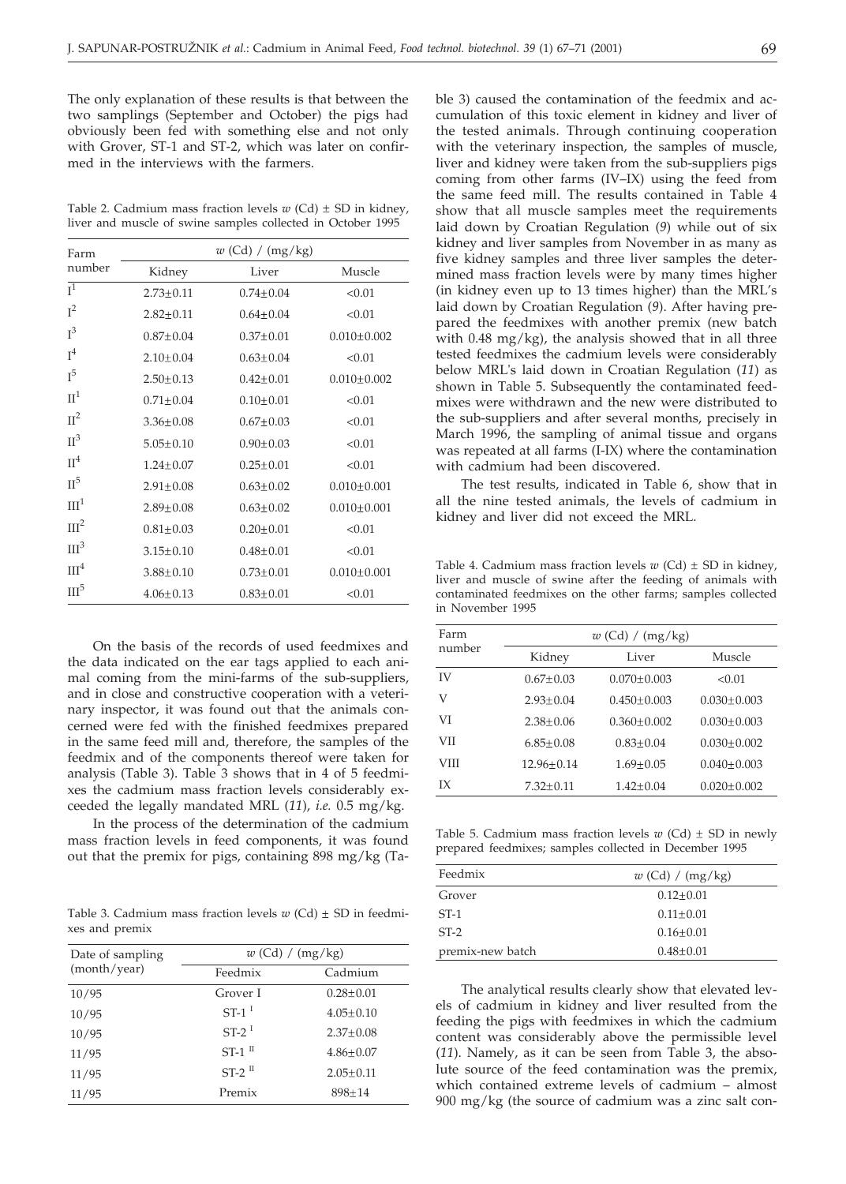The only explanation of these results is that between the two samplings (September and October) the pigs had obviously been fed with something else and not only with Grover, ST-1 and ST-2, which was later on confirmed in the interviews with the farmers.

Table 2. Cadmium mass fraction levels $w$ (Cd) ± SD in kidney, liver and muscle of swine samples collected in October 1995

| Farm number | $w$ (Cd) / (mg/kg) | | |
|---|---|---|---|
| | Kidney | Liver | Muscle |
| $I^1$ | 2.73±0.11 | 0.74±0.04 | <0.01 |
| $I^2$ | 2.82±0.11 | 0.64±0.04 | <0.01 |
| $I^3$ | 0.87±0.04 | 0.37±0.01 | 0.010±0.002 |
| $I^4$ | 2.10±0.04 | 0.63±0.04 | <0.01 |
| $I^5$ | 2.50±0.13 | 0.42±0.01 | 0.010±0.002 |
| $II^1$ | 0.71±0.04 | 0.10±0.01 | <0.01 |
| $II^2$ | 3.36±0.08 | 0.67±0.03 | <0.01 |
| $II^3$ | 5.05±0.10 | 0.90±0.03 | <0.01 |
| $II^4$ | 1.24±0.07 | 0.25±0.01 | <0.01 |
| $II^5$ | 2.91±0.08 | 0.63±0.02 | 0.010±0.001 |
| $III^1$ | 2.89±0.08 | 0.63±0.02 | 0.010±0.001 |
| $III^2$ | 0.81±0.03 | 0.20±0.01 | <0.01 |
| $III^3$ | 3.15±0.10 | 0.48±0.01 | <0.01 |
| $III^4$ | 3.88±0.10 | 0.73±0.01 | 0.010±0.001 |
| $III^5$ | 4.06±0.13 | 0.83±0.01 | <0.01 |

On the basis of the records of used feedmixes and the data indicated on the ear tags applied to each animal coming from the mini-farms of the sub-suppliers, and in close and constructive cooperation with a veterinary inspector, it was found out that the animals concerned were fed with the finished feedmixes prepared in the same feed mill and, therefore, the samples of the feedmix and of the components thereof were taken for analysis (Table 3). Table 3 shows that in 4 of 5 feedmixes the cadmium mass fraction levels considerably exceeded the legally mandated MRL (*11*), *i.e.* 0.5 mg/kg.

In the process of the determination of the cadmium mass fraction levels in feed components, it was found out that the premix for pigs, containing 898 mg/kg (Table 3) caused the contamination of the feedmix and accumulation of this toxic element in kidney and liver of the tested animals. Through continuing cooperation with the veterinary inspection, the samples of muscle, liver and kidney were taken from the sub-suppliers pigs coming from other farms (IV–IX) using the feed from the same feed mill. The results contained in Table 4 show that all muscle samples meet the requirements laid down by Croatian Regulation (*9*) while out of six kidney and liver samples from November in as many as five kidney samples and three liver samples the determined mass fraction levels were by many times higher (in kidney even up to 13 times higher) than the MRL's laid down by Croatian Regulation (*9*). After having prepared the feedmixes with another premix (new batch with 0.48 mg/kg), the analysis showed that in all three tested feedmixes the cadmium levels were considerably below MRL's laid down in Croatian Regulation (*11*) as shown in Table 5. Subsequently the contaminated feedmixes were withdrawn and the new were distributed to the sub-suppliers and after several months, precisely in March 1996, the sampling of animal tissue and organs was repeated at all farms (I-IX) where the contamination with cadmium had been discovered.

Table 3. Cadmium mass fraction levels $w$ (Cd) ± SD in feedmixes and premix

| Date of sampling (month/year) | $w$ (Cd) / (mg/kg) | |
|---|---|---|
| | Feedmix | Cadmium |
| 10/95 | Grover I | 0.28±0.01 |
| 10/95 | ST-1 $^{I}$ | 4.05±0.10 |
| 10/95 | ST-2 $^{I}$ | 2.37±0.08 |
| 11/95 | ST-1 $^{II}$ | 4.86±0.07 |
| 11/95 | ST-2 $^{II}$ | 2.05±0.11 |
| 11/95 | Premix | 898±14 |

The test results, indicated in Table 6, show that in all the nine tested animals, the levels of cadmium in kidney and liver did not exceed the MRL.

Table 4. Cadmium mass fraction levels $w$ (Cd) ± SD in kidney, liver and muscle of swine after the feeding of animals with contaminated feedmixes on the other farms; samples collected in November 1995

| Farm number | $w$ (Cd) / (mg/kg) | | |
|---|---|---|---|
| | Kidney | Liver | Muscle |
| IV | 0.67±0.03 | 0.070±0.003 | <0.01 |
| V | 2.93±0.04 | 0.450±0.003 | 0.030±0.003 |
| VI | 2.38±0.06 | 0.360±0.002 | 0.030±0.003 |
| VII | 6.85±0.08 | 0.83±0.04 | 0.030±0.002 |
| VIII | 12.96±0.14 | 1.69±0.05 | 0.040±0.003 |
| IX | 7.32±0.11 | 1.42±0.04 | 0.020±0.002 |

Table 5. Cadmium mass fraction levels $w$ (Cd) ± SD in newly prepared feedmixes; samples collected in December 1995

| Feedmix | $w$ (Cd) / (mg/kg) |
|---|---|
| Grover | 0.12±0.01 |
| ST-1 | 0.11±0.01 |
| ST-2 | 0.16±0.01 |
| premix-new batch | 0.48±0.01 |

The analytical results clearly show that elevated levels of cadmium in kidney and liver resulted from the feeding the pigs with feedmixes in which the cadmium content was considerably above the permissible level (*11*). Namely, as it can be seen from Table 3, the absolute source of the feed contamination was the premix, which contained extreme levels of cadmium – almost 900 mg/kg (the source of cadmium was a zinc salt con-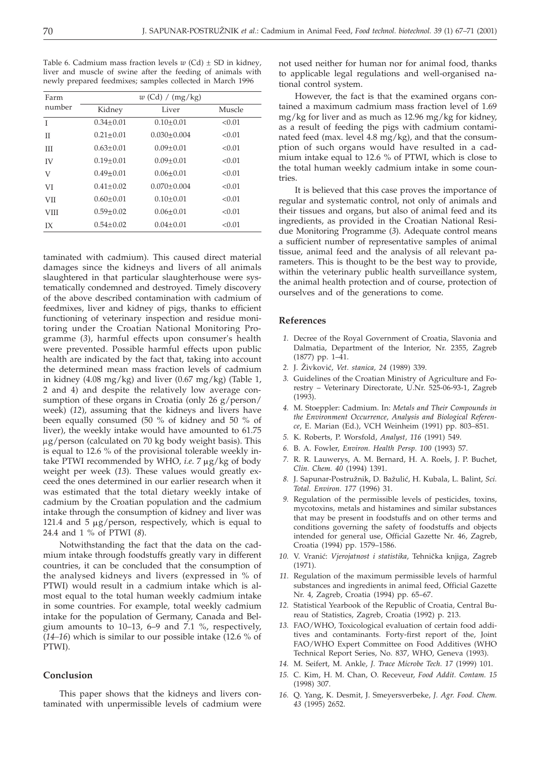Table 6. Cadmium mass fraction levels $w$ (Cd) ± SD in kidney, liver and muscle of swine after the feeding of animals with newly prepared feedmixes; samples collected in March 1996

| Farm number | $w$ (Cd) / (mg/kg) | | |
|---|---|---|---|
| | Kidney | Liver | Muscle |
| I | 0.34±0.01 | 0.10±0.01 | <0.01 |
| II | 0.21±0.01 | 0.030±0.004 | <0.01 |
| III | 0.63±0.01 | 0.09±0.01 | <0.01 |
| IV | 0.19±0.01 | 0.09±0.01 | <0.01 |
| V | 0.49±0.01 | 0.06±0.01 | <0.01 |
| VI | 0.41±0.02 | 0.070±0.004 | <0.01 |
| VII | 0.60±0.01 | 0.10±0.01 | <0.01 |
| VIII | 0.59±0.02 | 0.06±0.01 | <0.01 |
| IX | 0.54±0.02 | 0.04±0.01 | <0.01 |

taminated with cadmium). This caused direct material damages since the kidneys and livers of all animals slaughtered in that particular slaughterhouse were systematically condemned and destroyed. Timely discovery of the above described contamination with cadmium of feedmixes, liver and kidney of pigs, thanks to efficient functioning of veterinary inspection and residue monitoring under the Croatian National Monitoring Programme (*3*), harmful effects upon consumer's health were prevented. Possible harmful effects upon public health are indicated by the fact that, taking into account the determined mean mass fraction levels of cadmium in kidney (4.08 mg/kg) and liver (0.67 mg/kg) (Table 1, 2 and 4) and despite the relatively low average consumption of these organs in Croatia (only 26 g/person/week) (*12*), assuming that the kidneys and livers have been equally consumed (50 % of kidney and 50 % of liver), the weekly intake would have amounted to 61.75 μg/person (calculated on 70 kg body weight basis). This is equal to 12.6 % of the provisional tolerable weekly intake PTWI recommended by WHO, *i.e.* 7 μg/kg of body weight per week (*13*). These values would greatly exceed the ones determined in our earlier research when it was estimated that the total dietary weekly intake of cadmium by the Croatian population and the cadmium intake through the consumption of kidney and liver was 121.4 and 5 μg/person, respectively, which is equal to 24.4 and 1 % of PTWI (*8*).

Notwithstanding the fact that the data on the cadmium intake through foodstuffs greatly vary in different countries, it can be concluded that the consumption of the analysed kidneys and livers (expressed in % of PTWI) would result in a cadmium intake which is almost equal to the total human weekly cadmium intake in some countries. For example, total weekly cadmium intake for the population of Germany, Canada and Belgium amounts to 10–13, 6–9 and 7.1 %, respectively, (*14–16*) which is similar to our possible intake (12.6 % of PTWI).

## Conclusion

This paper shows that the kidneys and livers contaminated with unpermissible levels of cadmium were not used neither for human nor for animal food, thanks to applicable legal regulations and well-organised national control system.

However, the fact is that the examined organs contained a maximum cadmium mass fraction level of 1.69 mg/kg for liver and as much as 12.96 mg/kg for kidney, as a result of feeding the pigs with cadmium contaminated feed (max. level 4.8 mg/kg), and that the consumption of such organs would have resulted in a cadmium intake equal to 12.6 % of PTWI, which is close to the total human weekly cadmium intake in some countries.

It is believed that this case proves the importance of regular and systematic control, not only of animals and their tissues and organs, but also of animal feed and its ingredients, as provided in the Croatian National Residue Monitoring Programme (*3*). Adequate control means a sufficient number of representative samples of animal tissue, animal feed and the analysis of all relevant parameters. This is thought to be the best way to provide, within the veterinary public health surveillance system, the animal health protection and of course, protection of ourselves and of the generations to come.

## References

1. Decree of the Royal Government of Croatia, Slavonia and Dalmatia, Department of the Interior, Nr. 2355, Zagreb (1877) pp. 1–41.
2. J. Živković, *Vet. stanica, 24* (1989) 339.
3. Guidelines of the Croatian Ministry of Agriculture and Forestry – Veterinary Directorate, U.Nr. 525-06-93-1, Zagreb (1993).
4. M. Stoeppler: Cadmium. In: *Metals and Their Compounds in the Environment Occurrence, Analysis and Biological Reference*, E. Marian (Ed.), VCH Weinheim (1991) pp. 803–851.
5. K. Roberts, P. Worsfold, *Analyst, 116* (1991) 549.
6. B. A. Fowler, *Environ. Health Persp. 100* (1993) 57.
7. R. R. Lauwerys, A. M. Bernard, H. A. Roels, J. P. Buchet, *Clin. Chem. 40* (1994) 1391.
8. J. Sapunar-Postružnik, D. Bažulić, H. Kubala, L. Balint, *Sci. Total. Environ. 177* (1996) 31.
9. Regulation of the permissible levels of pesticides, toxins, mycotoxins, metals and histamines and similar substances that may be present in foodstuffs and on other terms and conditions governing the safety of foodstuffs and objects intended for general use, Official Gazette Nr. 46, Zagreb, Croatia (1994) pp. 1579–1586.
10. V. Vranić: *Vjerojatnost i statistika*, Tehnička knjiga, Zagreb (1971).
11. Regulation of the maximum permissible levels of harmful substances and ingredients in animal feed, Official Gazette Nr. 4, Zagreb, Croatia (1994) pp. 65–67.
12. Statistical Yearbook of the Republic of Croatia, Central Bureau of Statistics, Zagreb, Croatia (1992) p. 213.
13. FAO/WHO, Toxicological evaluation of certain food additives and contaminants. Forty-first report of the, Joint FAO/WHO Expert Committee on Food Additives (WHO Technical Report Series, No. 837, WHO, Geneva (1993).
14. M. Seifert, M. Ankle, *J. Trace Microbe Tech. 17* (1999) 101.
15. C. Kim, H. M. Chan, O. Receveur, *Food Addit. Contam. 15* (1998) 307.
16. Q. Yang, K. Desmit, J. Smeyersverbeke, *J. Agr. Food. Chem. 43* (1995) 2652.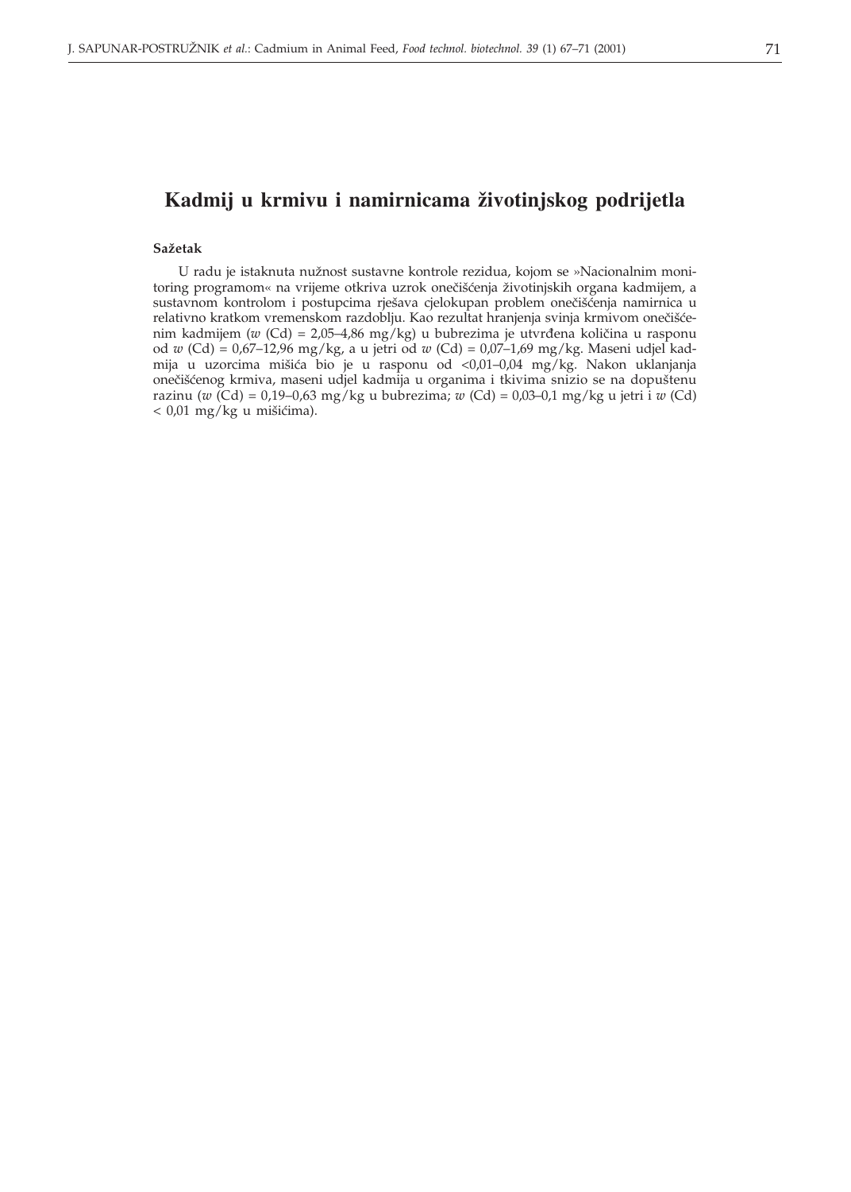# Kadmij u krmivu i namirnicama životinjskog podrijetla

**Sažetak**

U radu je istaknuta nužnost sustavne kontrole rezidua, kojom se »Nacionalnim monitoring programom« na vrijeme otkriva uzrok onečišćenja životinjskih organa kadmijem, a sustavnom kontrolom i postupcima rješava cjelokupan problem onečišćenja namirnica u relativno kratkom vremenskom razdoblju. Kao rezultat hranjenja svinja krmivom onečišćenim kadmijem ($w$ (Cd) = 2,05–4,86 mg/kg) u bubrezima je utvrđena količina u rasponu od $w$ (Cd) = 0,67–12,96 mg/kg, a u jetri od $w$ (Cd) = 0,07–1,69 mg/kg. Maseni udjel kadmija u uzorcima mišića bio je u rasponu od <0,01–0,04 mg/kg. Nakon uklanjanja onečišćenog krmiva, maseni udjel kadmija u organima i tkivima snizio se na dopuštenu razinu ($w$ (Cd) = 0,19–0,63 mg/kg u bubrezima; $w$ (Cd) = 0,03–0,1 mg/kg u jetri i $w$ (Cd) < 0,01 mg/kg u mišićima).